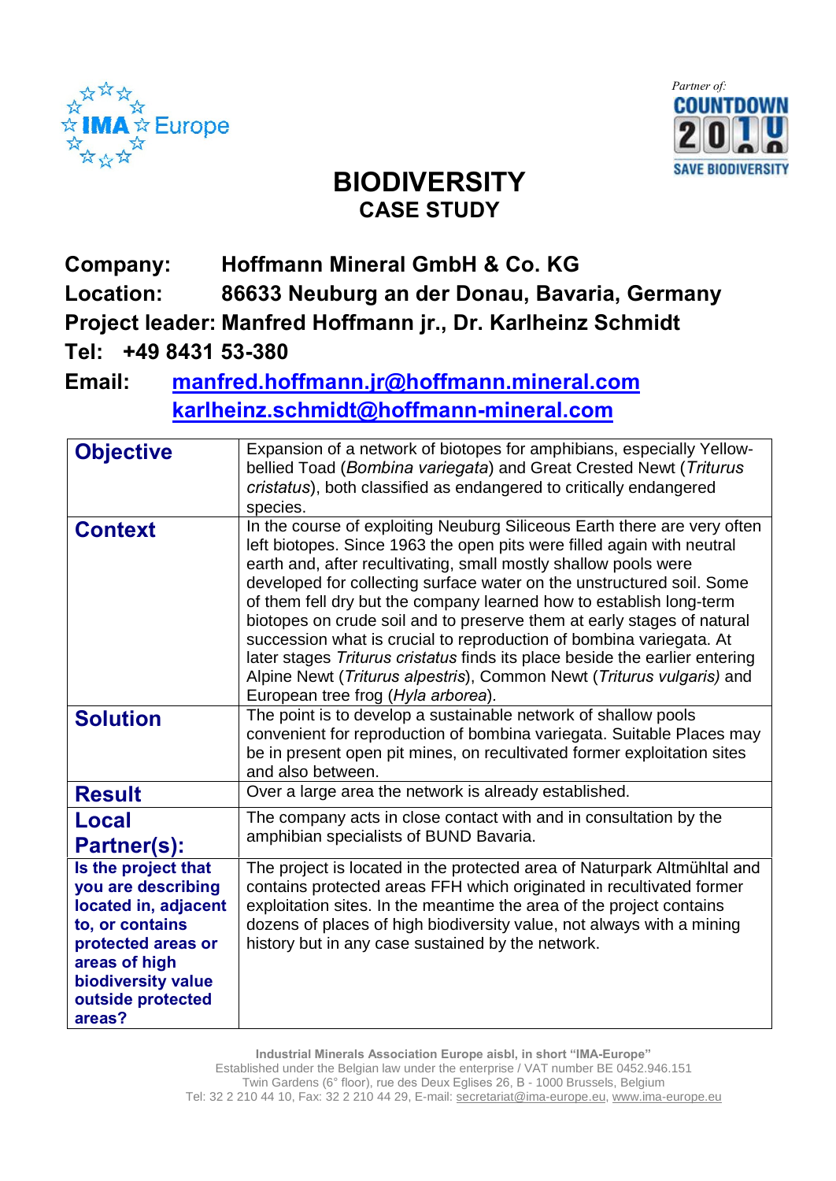# BIODIVERSITY

## CASE STUDY

**Company:** **Hoffmann Mineral GmbH & Co. KG**

**Location:** **86633 Neuburg an der Donau, Bavaria, Germany**

**Project leader: Manfred Hoffmann jr., Dr. Karlheinz Schmidt**

**Tel: +49 8431 53-380**

**Email:** **manfred.hoffmann.jr@hoffmann.mineral.com**
**karlheinz.schmidt@hoffmann-mineral.com**

| | |
|---|---|
| **Objective** | Expansion of a network of biotopes for amphibians, especially Yellow-bellied Toad (*Bombina variegata*) and Great Crested Newt (*Triturus cristatus*), both classified as endangered to critically endangered species. |
| **Context** | In the course of exploiting Neuburg Siliceous Earth there are very often left biotopes. Since 1963 the open pits were filled again with neutral earth and, after recultivating, small mostly shallow pools were developed for collecting surface water on the unstructured soil. Some of them fell dry but the company learned how to establish long-term biotopes on crude soil and to preserve them at early stages of natural succession what is crucial to reproduction of bombina variegata. At later stages *Triturus cristatus* finds its place beside the earlier entering Alpine Newt (*Triturus alpestris*), Common Newt (*Triturus vulgaris)* and European tree frog (*Hyla arborea*). |
| **Solution** | The point is to develop a sustainable network of shallow pools convenient for reproduction of bombina variegata. Suitable Places may be in present open pit mines, on recultivated former exploitation sites and also between. |
| **Result** | Over a large area the network is already established. |
| **Local Partner(s):** | The company acts in close contact with and in consultation by the amphibian specialists of BUND Bavaria. |
| **Is the project that you are describing located in, adjacent to, or contains protected areas or areas of high biodiversity value outside protected areas?** | The project is located in the protected area of Naturpark Altmühltal and contains protected areas FFH which originated in recultivated former exploitation sites. In the meantime the area of the project contains dozens of places of high biodiversity value, not always with a mining history but in any case sustained by the network. |

**Industrial Minerals Association Europe aisbl, in short "IMA-Europe"**
Established under the Belgian law under the enterprise / VAT number BE 0452.946.151
Twin Gardens (6° floor), rue des Deux Eglises 26, B - 1000 Brussels, Belgium
Tel: 32 2 210 44 10, Fax: 32 2 210 44 29, E-mail: secretariat@ima-europe.eu, www.ima-europe.eu